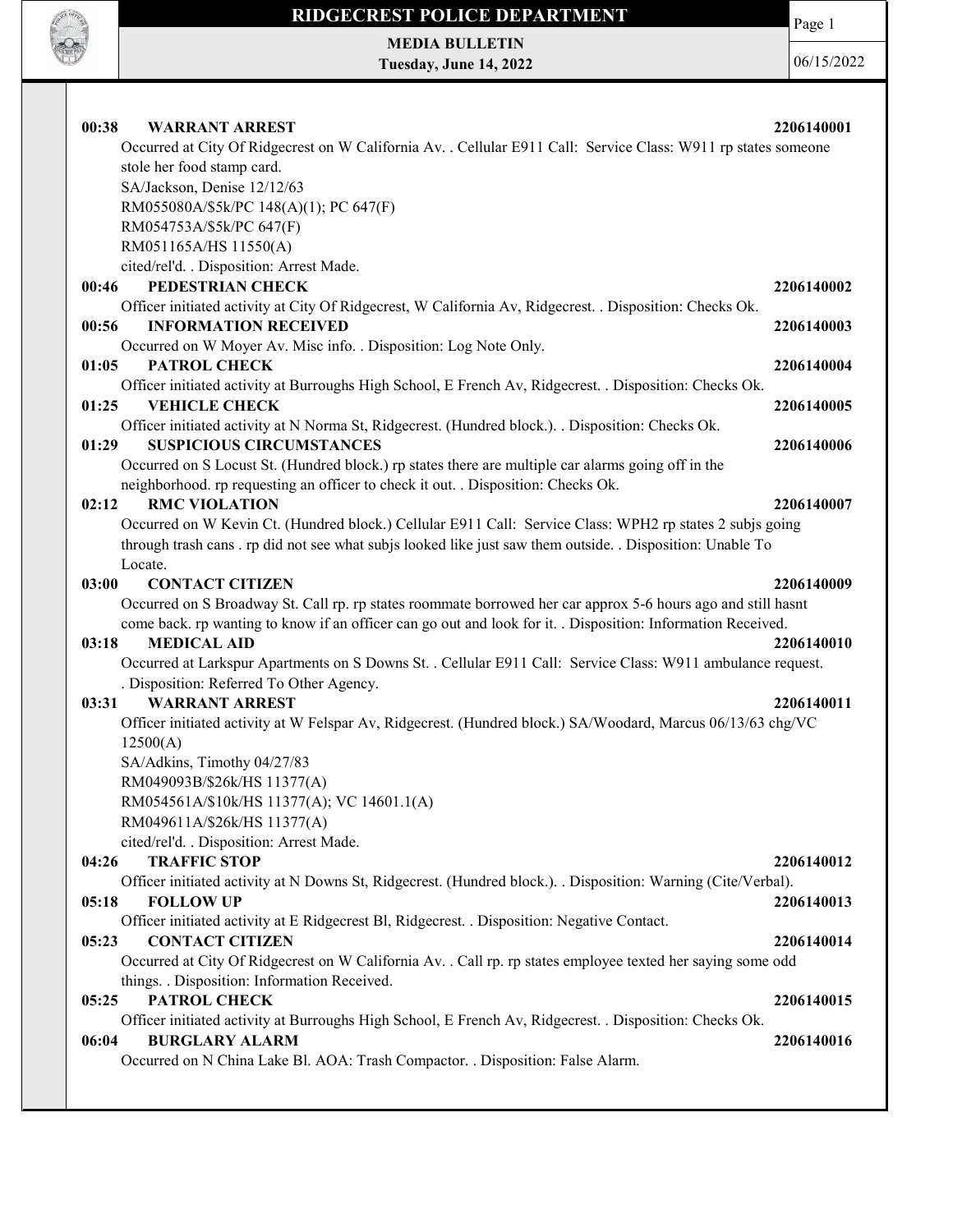# RIDGECREST POLICE DEPARTMENT

**MEDIA BULLETIN**
**Tuesday, June 14, 2022**

06/15/2022

**00:38 WARRANT ARREST** **2206140001**
Occurred at City Of Ridgecrest on W California Av. . Cellular E911 Call: Service Class: W911 rp states someone stole her food stamp card.
SA/Jackson, Denise 12/12/63
RM055080A/$5k/PC 148(A)(1); PC 647(F)
RM054753A/$5k/PC 647(F)
RM051165A/HS 11550(A)
cited/rel'd. . Disposition: Arrest Made.

**00:46 PEDESTRIAN CHECK** **2206140002**
Officer initiated activity at City Of Ridgecrest, W California Av, Ridgecrest. . Disposition: Checks Ok.

**00:56 INFORMATION RECEIVED** **2206140003**
Occurred on W Moyer Av. Misc info. . Disposition: Log Note Only.

**01:05 PATROL CHECK** **2206140004**
Officer initiated activity at Burroughs High School, E French Av, Ridgecrest. . Disposition: Checks Ok.

**01:25 VEHICLE CHECK** **2206140005**
Officer initiated activity at N Norma St, Ridgecrest. (Hundred block.). . Disposition: Checks Ok.

**01:29 SUSPICIOUS CIRCUMSTANCES** **2206140006**
Occurred on S Locust St. (Hundred block.) rp states there are multiple car alarms going off in the neighborhood. rp requesting an officer to check it out. . Disposition: Checks Ok.

**02:12 RMC VIOLATION** **2206140007**
Occurred on W Kevin Ct. (Hundred block.) Cellular E911 Call: Service Class: WPH2 rp states 2 subjs going through trash cans . rp did not see what subjs looked like just saw them outside. . Disposition: Unable To Locate.

**03:00 CONTACT CITIZEN** **2206140009**
Occurred on S Broadway St. Call rp. rp states roommate borrowed her car approx 5-6 hours ago and still hasnt come back. rp wanting to know if an officer can go out and look for it. . Disposition: Information Received.

**03:18 MEDICAL AID** **2206140010**
Occurred at Larkspur Apartments on S Downs St. . Cellular E911 Call: Service Class: W911 ambulance request. . Disposition: Referred To Other Agency.

**03:31 WARRANT ARREST** **2206140011**
Officer initiated activity at W Felspar Av, Ridgecrest. (Hundred block.) SA/Woodard, Marcus 06/13/63 chg/VC 12500(A)
SA/Adkins, Timothy 04/27/83
RM049093B/$26k/HS 11377(A)
RM054561A/$10k/HS 11377(A); VC 14601.1(A)
RM049611A/$26k/HS 11377(A)
cited/rel'd. . Disposition: Arrest Made.

**04:26 TRAFFIC STOP** **2206140012**
Officer initiated activity at N Downs St, Ridgecrest. (Hundred block.). . Disposition: Warning (Cite/Verbal).

**05:18 FOLLOW UP** **2206140013**
Officer initiated activity at E Ridgecrest Bl, Ridgecrest. . Disposition: Negative Contact.

**05:23 CONTACT CITIZEN** **2206140014**
Occurred at City Of Ridgecrest on W California Av. . Call rp. rp states employee texted her saying some odd things. . Disposition: Information Received.

**05:25 PATROL CHECK** **2206140015**
Officer initiated activity at Burroughs High School, E French Av, Ridgecrest. . Disposition: Checks Ok.

**06:04 BURGLARY ALARM** **2206140016**
Occurred on N China Lake Bl. AOA: Trash Compactor. . Disposition: False Alarm.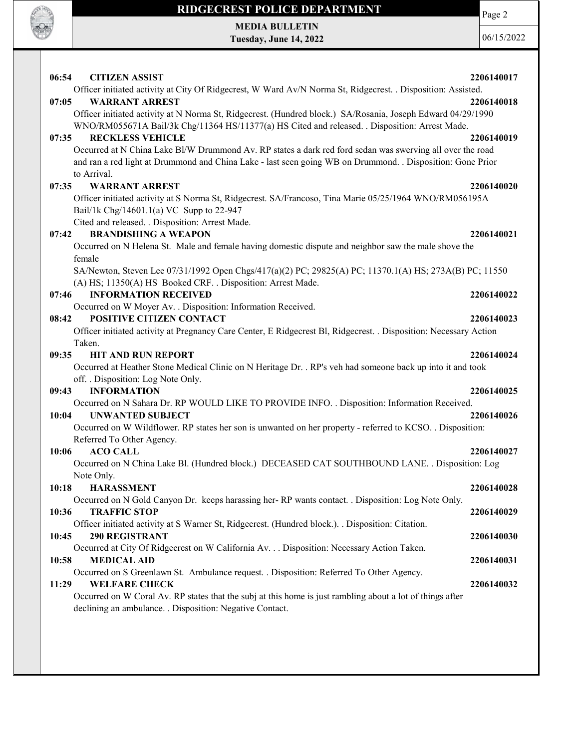**06:54 CITIZEN ASSIST 2206140017**

Officer initiated activity at City Of Ridgecrest, W Ward Av/N Norma St, Ridgecrest. . Disposition: Assisted.

**07:05 WARRANT ARREST 2206140018**

Officer initiated activity at N Norma St, Ridgecrest. (Hundred block.) SA/Rosania, Joseph Edward 04/29/1990 WNO/RM055671A Bail/3k Chg/11364 HS/11377(a) HS Cited and released. . Disposition: Arrest Made.

**07:35 RECKLESS VEHICLE 2206140019**

Occurred at N China Lake Bl/W Drummond Av. RP states a dark red ford sedan was swerving all over the road and ran a red light at Drummond and China Lake - last seen going WB on Drummond. . Disposition: Gone Prior to Arrival.

**07:35 WARRANT ARREST 2206140020**

Officer initiated activity at S Norma St, Ridgecrest. SA/Francoso, Tina Marie 05/25/1964 WNO/RM056195A Bail/1k Chg/14601.1(a) VC Supp to 22-947
Cited and released. . Disposition: Arrest Made.

**07:42 BRANDISHING A WEAPON 2206140021**

Occurred on N Helena St. Male and female having domestic dispute and neighbor saw the male shove the female
SA/Newton, Steven Lee 07/31/1992 Open Chgs/417(a)(2) PC; 29825(A) PC; 11370.1(A) HS; 273A(B) PC; 11550 (A) HS; 11350(A) HS Booked CRF. . Disposition: Arrest Made.

**07:46 INFORMATION RECEIVED 2206140022**

Occurred on W Moyer Av. . Disposition: Information Received.

**08:42 POSITIVE CITIZEN CONTACT 2206140023**

Officer initiated activity at Pregnancy Care Center, E Ridgecrest Bl, Ridgecrest. . Disposition: Necessary Action Taken.

**09:35 HIT AND RUN REPORT 2206140024**

Occurred at Heather Stone Medical Clinic on N Heritage Dr. . RP's veh had someone back up into it and took off. . Disposition: Log Note Only.

**09:43 INFORMATION 2206140025**

Occurred on N Sahara Dr. RP WOULD LIKE TO PROVIDE INFO. . Disposition: Information Received.

**10:04 UNWANTED SUBJECT 2206140026**

Occurred on W Wildflower. RP states her son is unwanted on her property - referred to KCSO. . Disposition: Referred To Other Agency.

**10:06 ACO CALL 2206140027**

Occurred on N China Lake Bl. (Hundred block.) DECEASED CAT SOUTHBOUND LANE. . Disposition: Log Note Only.

**10:18 HARASSMENT 2206140028**

Occurred on N Gold Canyon Dr. keeps harassing her- RP wants contact. . Disposition: Log Note Only.

**10:36 TRAFFIC STOP 2206140029**

Officer initiated activity at S Warner St, Ridgecrest. (Hundred block.). . Disposition: Citation.

**10:45 290 REGISTRANT 2206140030**

Occurred at City Of Ridgecrest on W California Av. . . Disposition: Necessary Action Taken.

**10:58 MEDICAL AID 2206140031**

Occurred on S Greenlawn St. Ambulance request. . Disposition: Referred To Other Agency.

**11:29 WELFARE CHECK 2206140032**

Occurred on W Coral Av. RP states that the subj at this home is just rambling about a lot of things after declining an ambulance. . Disposition: Negative Contact.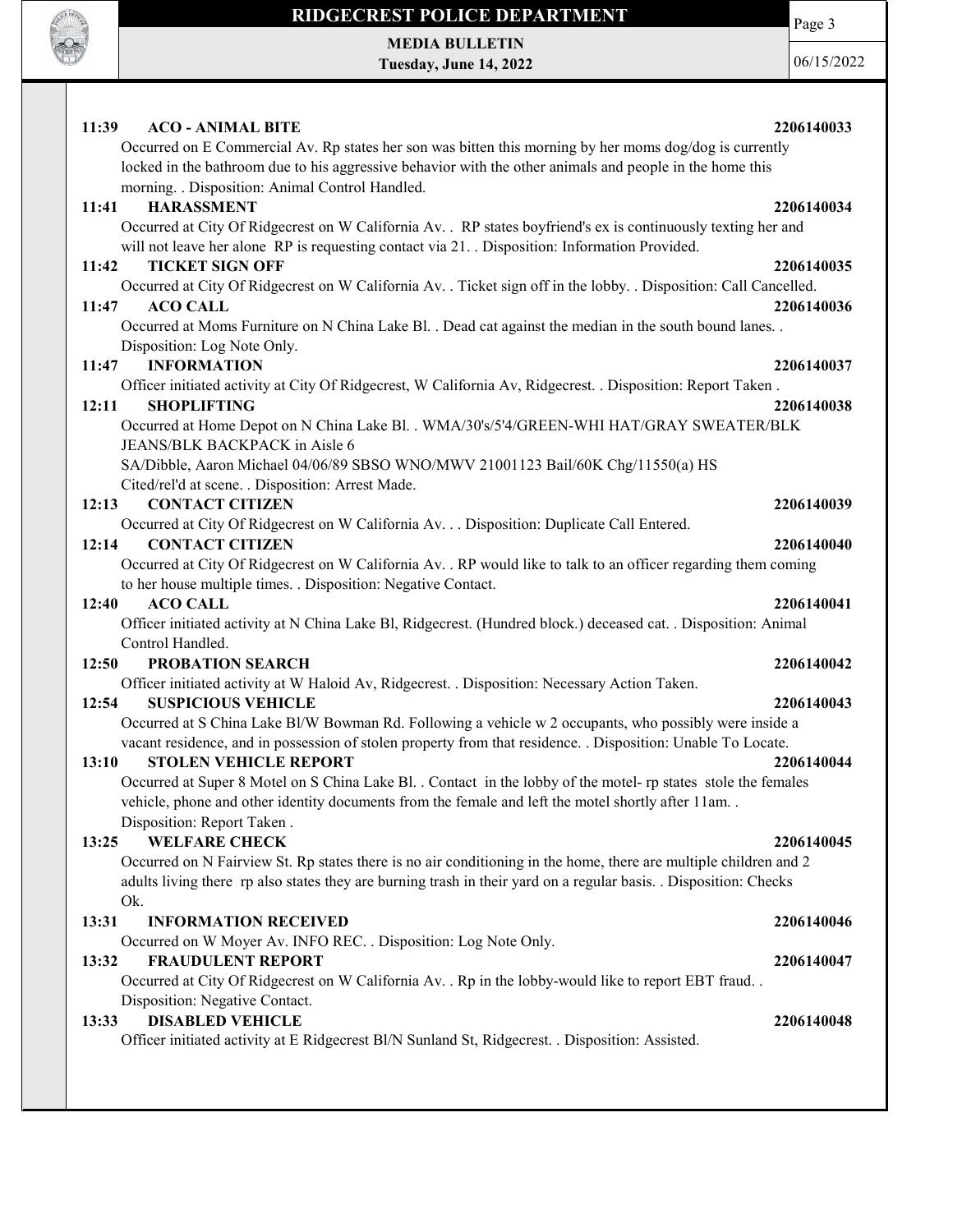**11:39 ACO - ANIMAL BITE 2206140033**

Occurred on E Commercial Av. Rp states her son was bitten this morning by her moms dog/dog is currently locked in the bathroom due to his aggressive behavior with the other animals and people in the home this morning. . Disposition: Animal Control Handled.

**11:41 HARASSMENT 2206140034**

Occurred at City Of Ridgecrest on W California Av. . RP states boyfriend's ex is continuously texting her and will not leave her alone RP is requesting contact via 21. . Disposition: Information Provided.

**11:42 TICKET SIGN OFF 2206140035**

Occurred at City Of Ridgecrest on W California Av. . Ticket sign off in the lobby. . Disposition: Call Cancelled.

**11:47 ACO CALL 2206140036**

Occurred at Moms Furniture on N China Lake Bl. . Dead cat against the median in the south bound lanes. . Disposition: Log Note Only.

**11:47 INFORMATION 2206140037**

Officer initiated activity at City Of Ridgecrest, W California Av, Ridgecrest. . Disposition: Report Taken .

**12:11 SHOPLIFTING 2206140038**

Occurred at Home Depot on N China Lake Bl. . WMA/30's/5'4/GREEN-WHI HAT/GRAY SWEATER/BLK JEANS/BLK BACKPACK in Aisle 6

SA/Dibble, Aaron Michael 04/06/89 SBSO WNO/MWV 21001123 Bail/60K Chg/11550(a) HS

Cited/rel'd at scene. . Disposition: Arrest Made.

**12:13 CONTACT CITIZEN 2206140039**

Occurred at City Of Ridgecrest on W California Av. . . Disposition: Duplicate Call Entered.

**12:14 CONTACT CITIZEN 2206140040**

Occurred at City Of Ridgecrest on W California Av. . RP would like to talk to an officer regarding them coming to her house multiple times. . Disposition: Negative Contact.

**12:40 ACO CALL 2206140041**

Officer initiated activity at N China Lake Bl, Ridgecrest. (Hundred block.) deceased cat. . Disposition: Animal Control Handled.

**12:50 PROBATION SEARCH 2206140042**

Officer initiated activity at W Haloid Av, Ridgecrest. . Disposition: Necessary Action Taken.

**12:54 SUSPICIOUS VEHICLE 2206140043**

Occurred at S China Lake Bl/W Bowman Rd. Following a vehicle w 2 occupants, who possibly were inside a vacant residence, and in possession of stolen property from that residence. . Disposition: Unable To Locate.

**13:10 STOLEN VEHICLE REPORT 2206140044**

Occurred at Super 8 Motel on S China Lake Bl. . Contact in the lobby of the motel- rp states stole the females vehicle, phone and other identity documents from the female and left the motel shortly after 11am. . Disposition: Report Taken .

**13:25 WELFARE CHECK 2206140045**

Occurred on N Fairview St. Rp states there is no air conditioning in the home, there are multiple children and 2 adults living there rp also states they are burning trash in their yard on a regular basis. . Disposition: Checks Ok.

**13:31 INFORMATION RECEIVED 2206140046**

Occurred on W Moyer Av. INFO REC. . Disposition: Log Note Only.

**13:32 FRAUDULENT REPORT 2206140047**

Occurred at City Of Ridgecrest on W California Av. . Rp in the lobby-would like to report EBT fraud. . Disposition: Negative Contact.

**13:33 DISABLED VEHICLE 2206140048**

Officer initiated activity at E Ridgecrest Bl/N Sunland St, Ridgecrest. . Disposition: Assisted.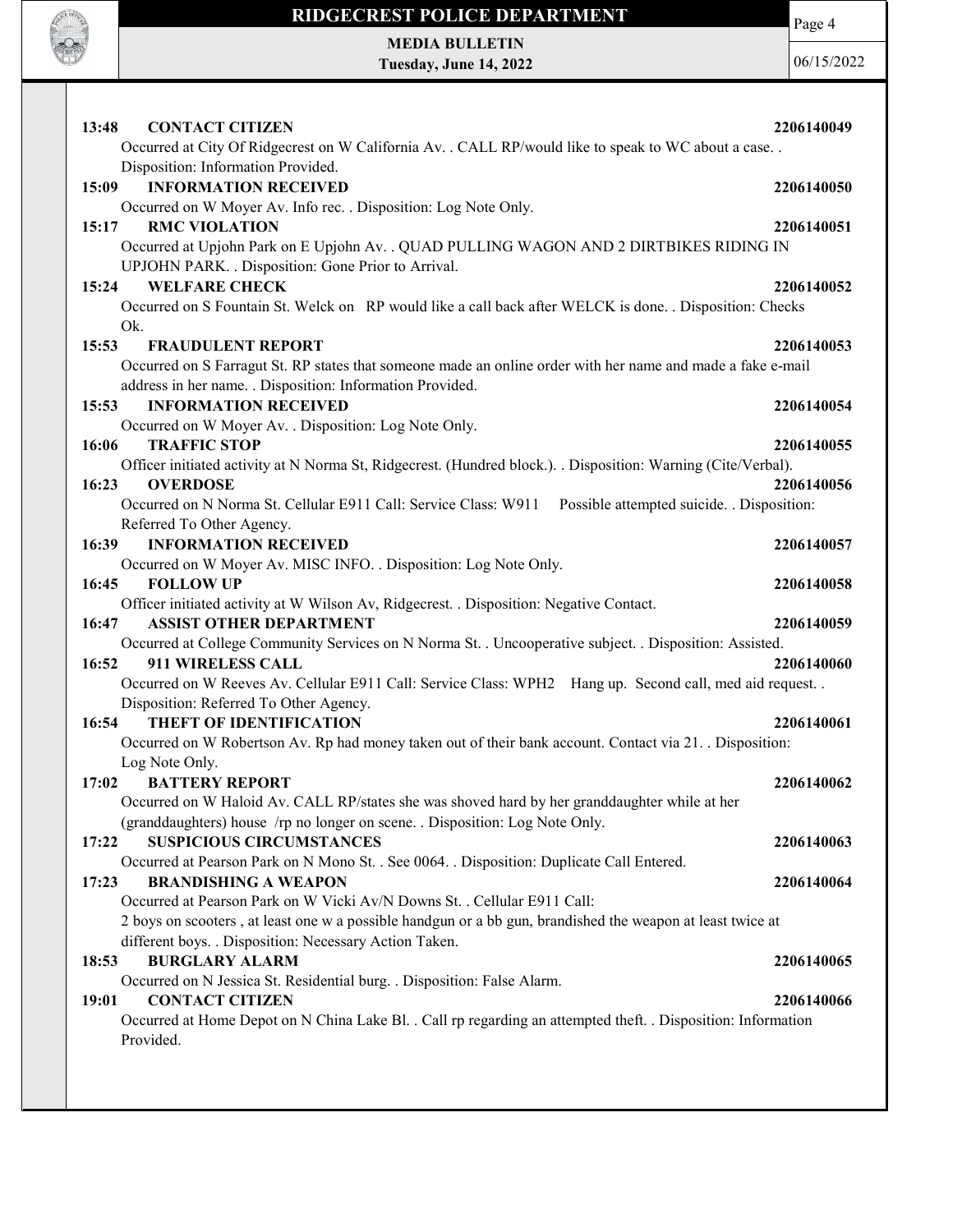**13:48 CONTACT CITIZEN** 2206140049

Occurred at City Of Ridgecrest on W California Av. . CALL RP/would like to speak to WC about a case. . Disposition: Information Provided.

**15:09 INFORMATION RECEIVED** 2206140050

Occurred on W Moyer Av. Info rec. . Disposition: Log Note Only.

**15:17 RMC VIOLATION** 2206140051

Occurred at Upjohn Park on E Upjohn Av. . QUAD PULLING WAGON AND 2 DIRTBIKES RIDING IN UPJOHN PARK. . Disposition: Gone Prior to Arrival.

**15:24 WELFARE CHECK** 2206140052

Occurred on S Fountain St. Welck on RP would like a call back after WELCK is done. . Disposition: Checks Ok.

**15:53 FRAUDULENT REPORT** 2206140053

Occurred on S Farragut St. RP states that someone made an online order with her name and made a fake e-mail address in her name. . Disposition: Information Provided.

**15:53 INFORMATION RECEIVED** 2206140054

Occurred on W Moyer Av. . Disposition: Log Note Only.

**16:06 TRAFFIC STOP** 2206140055

Officer initiated activity at N Norma St, Ridgecrest. (Hundred block.). . Disposition: Warning (Cite/Verbal).

**16:23 OVERDOSE** 2206140056

Occurred on N Norma St. Cellular E911 Call: Service Class: W911 Possible attempted suicide. . Disposition: Referred To Other Agency.

**16:39 INFORMATION RECEIVED** 2206140057

Occurred on W Moyer Av. MISC INFO. . Disposition: Log Note Only.

**16:45 FOLLOW UP** 2206140058

Officer initiated activity at W Wilson Av, Ridgecrest. . Disposition: Negative Contact.

**16:47 ASSIST OTHER DEPARTMENT** 2206140059

Occurred at College Community Services on N Norma St. . Uncooperative subject. . Disposition: Assisted.

**16:52 911 WIRELESS CALL** 2206140060

Occurred on W Reeves Av. Cellular E911 Call: Service Class: WPH2 Hang up. Second call, med aid request. . Disposition: Referred To Other Agency.

**16:54 THEFT OF IDENTIFICATION** 2206140061

Occurred on W Robertson Av. Rp had money taken out of their bank account. Contact via 21. . Disposition: Log Note Only.

**17:02 BATTERY REPORT** 2206140062

Occurred on W Haloid Av. CALL RP/states she was shoved hard by her granddaughter while at her (granddaughters) house /rp no longer on scene. . Disposition: Log Note Only.

**17:22 SUSPICIOUS CIRCUMSTANCES** 2206140063

Occurred at Pearson Park on N Mono St. . See 0064. . Disposition: Duplicate Call Entered.

**17:23 BRANDISHING A WEAPON** 2206140064

Occurred at Pearson Park on W Vicki Av/N Downs St. . Cellular E911 Call:
2 boys on scooters , at least one w a possible handgun or a bb gun, brandished the weapon at least twice at different boys. . Disposition: Necessary Action Taken.

**18:53 BURGLARY ALARM** 2206140065

Occurred on N Jessica St. Residential burg. . Disposition: False Alarm.

**19:01 CONTACT CITIZEN** 2206140066

Occurred at Home Depot on N China Lake Bl. . Call rp regarding an attempted theft. . Disposition: Information Provided.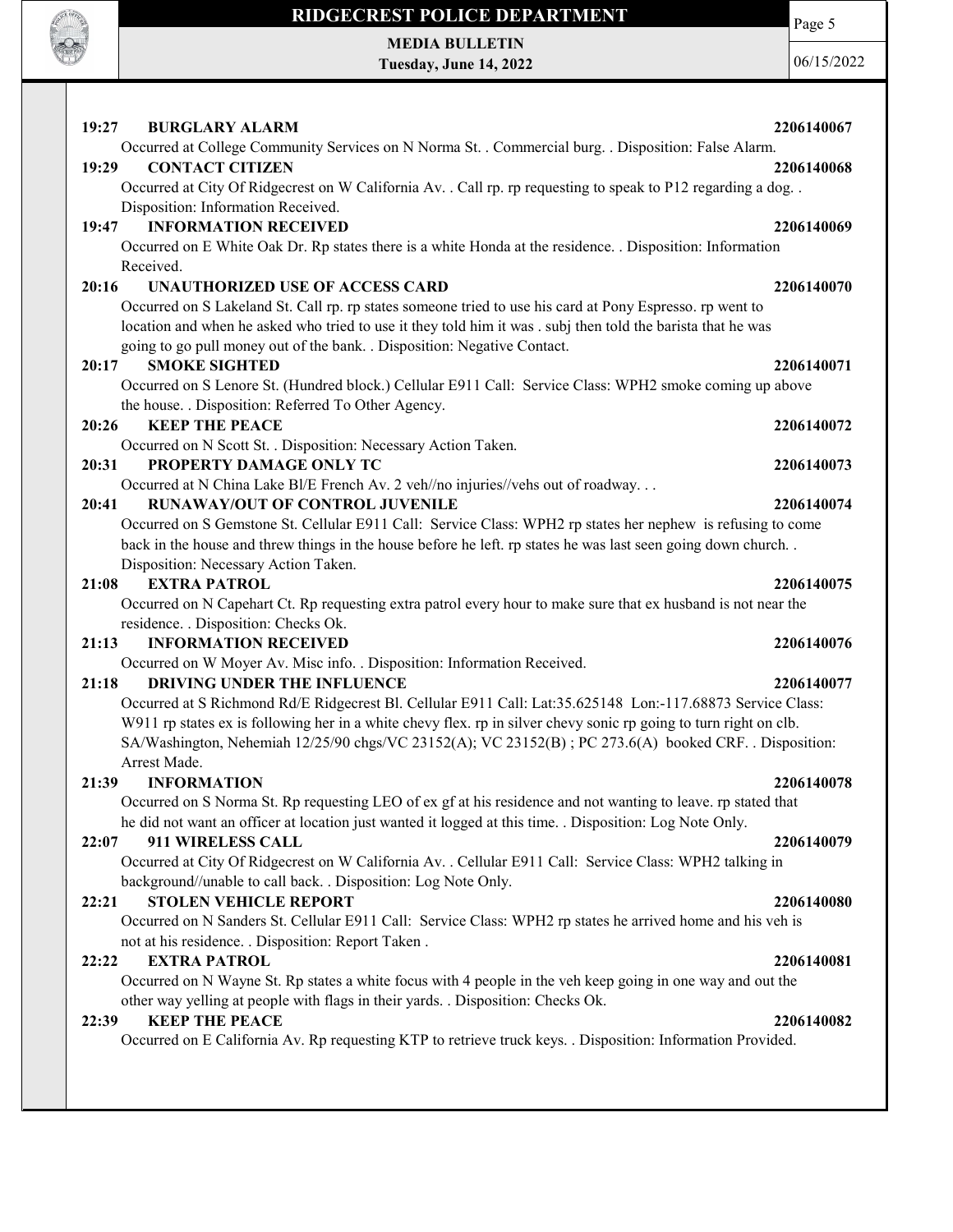**19:27 BURGLARY ALARM 2206140067**

Occurred at College Community Services on N Norma St. . Commercial burg. . Disposition: False Alarm.

**19:29 CONTACT CITIZEN 2206140068**

Occurred at City Of Ridgecrest on W California Av. . Call rp. rp requesting to speak to P12 regarding a dog. . Disposition: Information Received.

**19:47 INFORMATION RECEIVED 2206140069**

Occurred on E White Oak Dr. Rp states there is a white Honda at the residence. . Disposition: Information Received.

**20:16 UNAUTHORIZED USE OF ACCESS CARD 2206140070**

Occurred on S Lakeland St. Call rp. rp states someone tried to use his card at Pony Espresso. rp went to location and when he asked who tried to use it they told him it was . subj then told the barista that he was going to go pull money out of the bank. . Disposition: Negative Contact.

**20:17 SMOKE SIGHTED 2206140071**

Occurred on S Lenore St. (Hundred block.) Cellular E911 Call: Service Class: WPH2 smoke coming up above the house. . Disposition: Referred To Other Agency.

**20:26 KEEP THE PEACE 2206140072**

Occurred on N Scott St. . Disposition: Necessary Action Taken.

**20:31 PROPERTY DAMAGE ONLY TC 2206140073**

Occurred at N China Lake Bl/E French Av. 2 veh//no injuries//vehs out of roadway. . .

**20:41 RUNAWAY/OUT OF CONTROL JUVENILE 2206140074**

Occurred on S Gemstone St. Cellular E911 Call: Service Class: WPH2 rp states her nephew is refusing to come back in the house and threw things in the house before he left. rp states he was last seen going down church. . Disposition: Necessary Action Taken.

**21:08 EXTRA PATROL 2206140075**

Occurred on N Capehart Ct. Rp requesting extra patrol every hour to make sure that ex husband is not near the residence. . Disposition: Checks Ok.

**21:13 INFORMATION RECEIVED 2206140076**

Occurred on W Moyer Av. Misc info. . Disposition: Information Received.

**21:18 DRIVING UNDER THE INFLUENCE 2206140077**

Occurred at S Richmond Rd/E Ridgecrest Bl. Cellular E911 Call: Lat:35.625148 Lon:-117.68873 Service Class: W911 rp states ex is following her in a white chevy flex. rp in silver chevy sonic rp going to turn right on clb. SA/Washington, Nehemiah 12/25/90 chgs/VC 23152(A); VC 23152(B) ; PC 273.6(A) booked CRF. . Disposition: Arrest Made.

**21:39 INFORMATION 2206140078**

Occurred on S Norma St. Rp requesting LEO of ex gf at his residence and not wanting to leave. rp stated that he did not want an officer at location just wanted it logged at this time. . Disposition: Log Note Only.

**22:07 911 WIRELESS CALL 2206140079**

Occurred at City Of Ridgecrest on W California Av. . Cellular E911 Call: Service Class: WPH2 talking in background//unable to call back. . Disposition: Log Note Only.

**22:21 STOLEN VEHICLE REPORT 2206140080**

Occurred on N Sanders St. Cellular E911 Call: Service Class: WPH2 rp states he arrived home and his veh is not at his residence. . Disposition: Report Taken .

**22:22 EXTRA PATROL 2206140081**

Occurred on N Wayne St. Rp states a white focus with 4 people in the veh keep going in one way and out the other way yelling at people with flags in their yards. . Disposition: Checks Ok.

**22:39 KEEP THE PEACE 2206140082**

Occurred on E California Av. Rp requesting KTP to retrieve truck keys. . Disposition: Information Provided.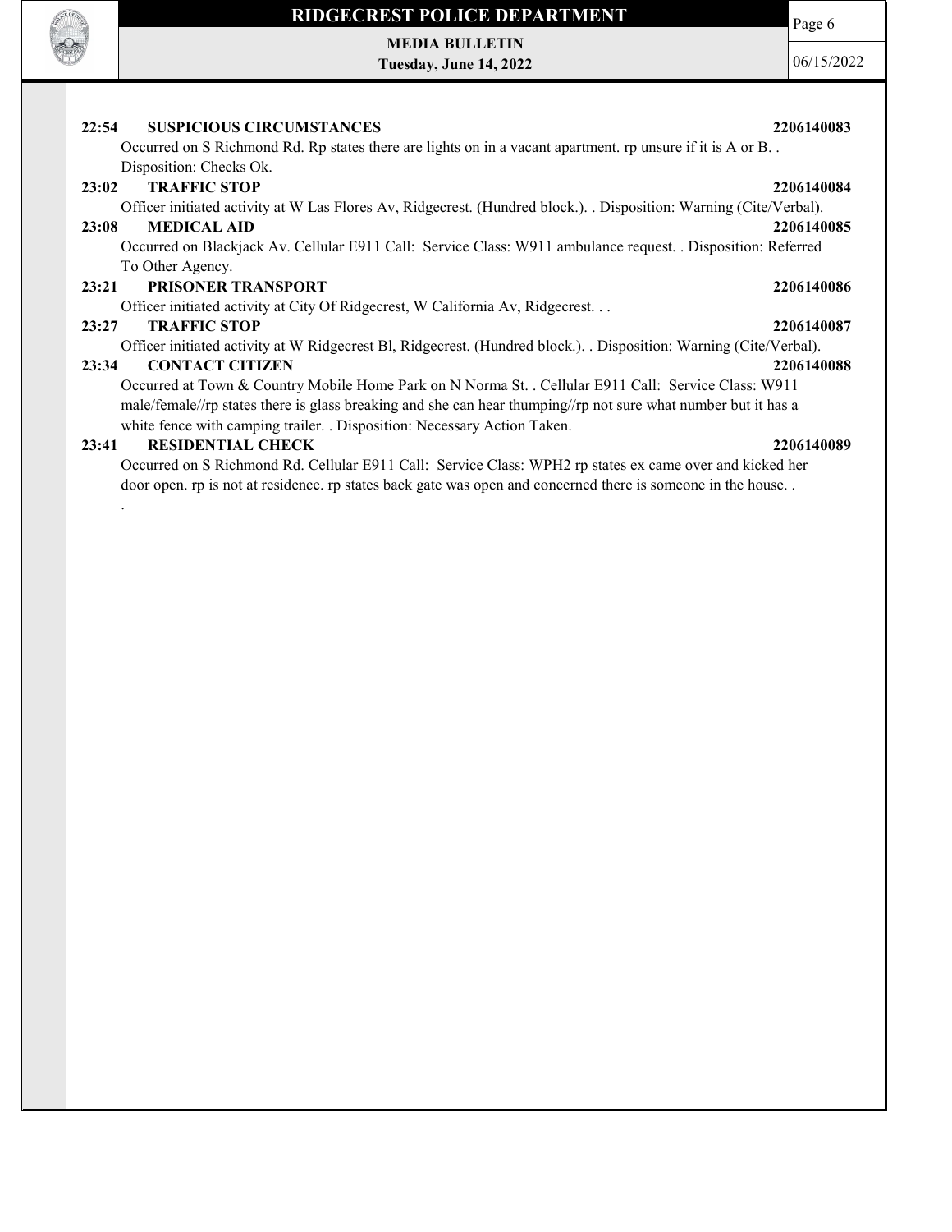**22:54 SUSPICIOUS CIRCUMSTANCES** **2206140083**

Occurred on S Richmond Rd. Rp states there are lights on in a vacant apartment. rp unsure if it is A or B. . Disposition: Checks Ok.

**23:02 TRAFFIC STOP** **2206140084**

Officer initiated activity at W Las Flores Av, Ridgecrest. (Hundred block.). . Disposition: Warning (Cite/Verbal).

**23:08 MEDICAL AID** **2206140085**

Occurred on Blackjack Av. Cellular E911 Call: Service Class: W911 ambulance request. . Disposition: Referred To Other Agency.

**23:21 PRISONER TRANSPORT** **2206140086**

Officer initiated activity at City Of Ridgecrest, W California Av, Ridgecrest. . .

**23:27 TRAFFIC STOP** **2206140087**

Officer initiated activity at W Ridgecrest Bl, Ridgecrest. (Hundred block.). . Disposition: Warning (Cite/Verbal).

**23:34 CONTACT CITIZEN** **2206140088**

Occurred at Town & Country Mobile Home Park on N Norma St. . Cellular E911 Call: Service Class: W911 male/female//rp states there is glass breaking and she can hear thumping//rp not sure what number but it has a white fence with camping trailer. . Disposition: Necessary Action Taken.

**23:41 RESIDENTIAL CHECK** **2206140089**

Occurred on S Richmond Rd. Cellular E911 Call: Service Class: WPH2 rp states ex came over and kicked her door open. rp is not at residence. rp states back gate was open and concerned there is someone in the house. . .